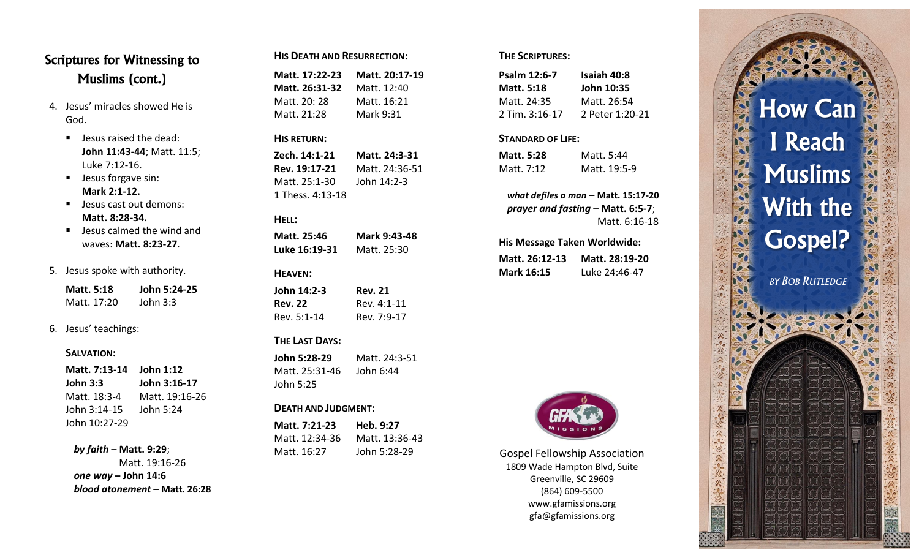# Scriptures for Witnessing to Muslims (cont.)

4. Jesus' miracles showed He is God.
   - Jesus raised the dead: **John 11:43-44**; Matt. 11:5; Luke 7:12-16.
   - Jesus forgave sin: **Mark 2:1-12.**
   - Jesus cast out demons: **Matt. 8:28-34.**
   - Jesus calmed the wind and waves: **Matt. 8:23-27**.

5. Jesus spoke with authority.

| | |
|---|---|
| **Matt. 5:18** | **John 5:24-25** |
| Matt. 17:20 | John 3:3 |

6. Jesus' teachings:

**SALVATION:**

| | |
|---|---|
| **Matt. 7:13-14** | **John 1:12** |
| **John 3:3** | **John 3:16-17** |
| Matt. 18:3-4 | Matt. 19:16-26 |
| John 3:14-15 | John 5:24 |
| John 10:27-29 | |

***by faith* – Matt. 9:29**; Matt. 19:16-26
***one way* – John 14:6**
***blood atonement* – Matt. 26:28**

**HIS DEATH AND RESURRECTION:**

| | |
|---|---|
| **Matt. 17:22-23** | **Matt. 20:17-19** |
| **Matt. 26:31-32** | Matt. 12:40 |
| Matt. 20: 28 | Matt. 16:21 |
| Matt. 21:28 | Mark 9:31 |

**HIS RETURN:**

| | |
|---|---|
| **Zech. 14:1-21** | **Matt. 24:3-31** |
| **Rev. 19:17-21** | Matt. 24:36-51 |
| Matt. 25:1-30 | John 14:2-3 |
| 1 Thess. 4:13-18 | |

**HELL:**

| | |
|---|---|
| **Matt. 25:46** | **Mark 9:43-48** |
| **Luke 16:19-31** | Matt. 25:30 |

**HEAVEN:**

| | |
|---|---|
| **John 14:2-3** | **Rev. 21** |
| **Rev. 22** | Rev. 4:1-11 |
| Rev. 5:1-14 | Rev. 7:9-17 |

**THE LAST DAYS:**

| | |
|---|---|
| **John 5:28-29** | Matt. 24:3-51 |
| Matt. 25:31-46 | John 6:44 |
| John 5:25 | |

**DEATH AND JUDGMENT:**

| | |
|---|---|
| **Matt. 7:21-23** | **Heb. 9:27** |
| Matt. 12:34-36 | Matt. 13:36-43 |
| Matt. 16:27 | John 5:28-29 |

**THE SCRIPTURES:**

| | |
|---|---|
| **Psalm 12:6-7** | **Isaiah 40:8** |
| **Matt. 5:18** | **John 10:35** |
| Matt. 24:35 | Matt. 26:54 |
| 2 Tim. 3:16-17 | 2 Peter 1:20-21 |

**STANDARD OF LIFE:**

| | |
|---|---|
| **Matt. 5:28** | Matt. 5:44 |
| Matt. 7:12 | Matt. 19:5-9 |

***what defiles a man* – Matt. 15:17-20**
***prayer and fasting* – Matt. 6:5-7**; Matt. 6:16-18

**His Message Taken Worldwide:**

| | |
|---|---|
| **Matt. 26:12-13** | **Matt. 28:19-20** |
| **Mark 16:15** | Luke 24:46-47 |

GFA MISSIONS

Gospel Fellowship Association
1809 Wade Hampton Blvd, Suite
Greenville, SC 29609
(864) 609-5500
www.gfamissions.org
gfa@gfamissions.org

# How Can I Reach Muslims With the Gospel?

*BY BOB RUTLEDGE*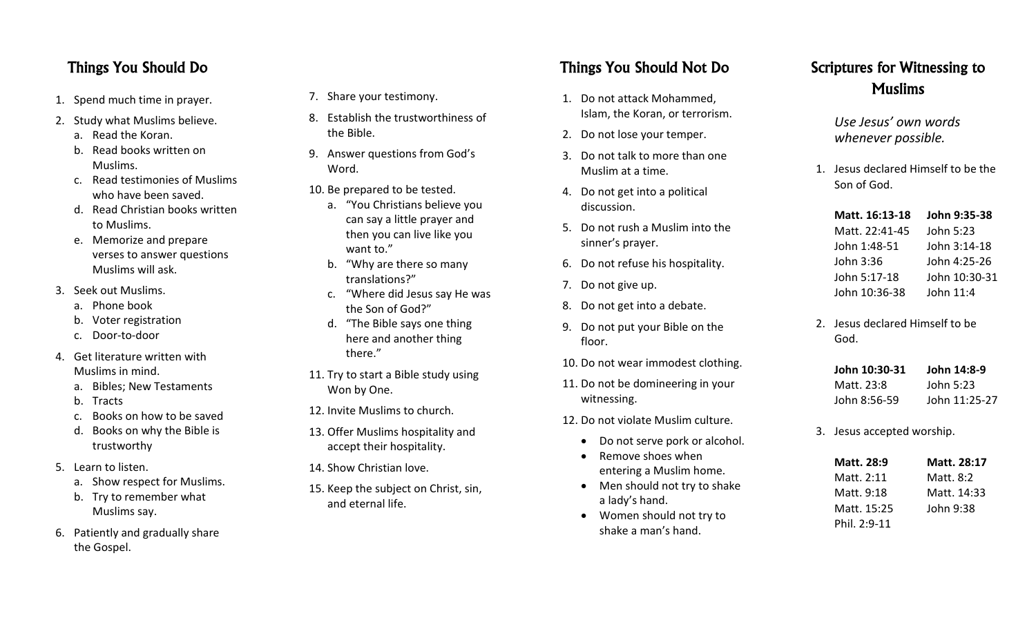## Things You Should Do

1. Spend much time in prayer.
2. Study what Muslims believe.
   a. Read the Koran.
   b. Read books written on Muslims.
   c. Read testimonies of Muslims who have been saved.
   d. Read Christian books written to Muslims.
   e. Memorize and prepare verses to answer questions Muslims will ask.
3. Seek out Muslims.
   a. Phone book
   b. Voter registration
   c. Door-to-door
4. Get literature written with Muslims in mind.
   a. Bibles; New Testaments
   b. Tracts
   c. Books on how to be saved
   d. Books on why the Bible is trustworthy
5. Learn to listen.
   a. Show respect for Muslims.
   b. Try to remember what Muslims say.
6. Patiently and gradually share the Gospel.
7. Share your testimony.
8. Establish the trustworthiness of the Bible.
9. Answer questions from God's Word.
10. Be prepared to be tested.
    a. "You Christians believe you can say a little prayer and then you can live like you want to."
    b. "Why are there so many translations?"
    c. "Where did Jesus say He was the Son of God?"
    d. "The Bible says one thing here and another thing there."
11. Try to start a Bible study using Won by One.
12. Invite Muslims to church.
13. Offer Muslims hospitality and accept their hospitality.
14. Show Christian love.
15. Keep the subject on Christ, sin, and eternal life.

## Things You Should Not Do

1. Do not attack Mohammed, Islam, the Koran, or terrorism.
2. Do not lose your temper.
3. Do not talk to more than one Muslim at a time.
4. Do not get into a political discussion.
5. Do not rush a Muslim into the sinner's prayer.
6. Do not refuse his hospitality.
7. Do not give up.
8. Do not get into a debate.
9. Do not put your Bible on the floor.
10. Do not wear immodest clothing.
11. Do not be domineering in your witnessing.
12. Do not violate Muslim culture.
    - Do not serve pork or alcohol.
    - Remove shoes when entering a Muslim home.
    - Men should not try to shake a lady's hand.
    - Women should not try to shake a man's hand.

## Scriptures for Witnessing to Muslims

*Use Jesus' own words whenever possible.*

1. Jesus declared Himself to be the Son of God.

| | |
|---|---|
| **Matt. 16:13-18** | **John 9:35-38** |
| Matt. 22:41-45 | John 5:23 |
| John 1:48-51 | John 3:14-18 |
| John 3:36 | John 4:25-26 |
| John 5:17-18 | John 10:30-31 |
| John 10:36-38 | John 11:4 |

2. Jesus declared Himself to be God.

| | |
|---|---|
| **John 10:30-31** | **John 14:8-9** |
| Matt. 23:8 | John 5:23 |
| John 8:56-59 | John 11:25-27 |

3. Jesus accepted worship.

| | |
|---|---|
| **Matt. 28:9** | **Matt. 28:17** |
| Matt. 2:11 | Matt. 8:2 |
| Matt. 9:18 | Matt. 14:33 |
| Matt. 15:25 | John 9:38 |
| Phil. 2:9-11 | |